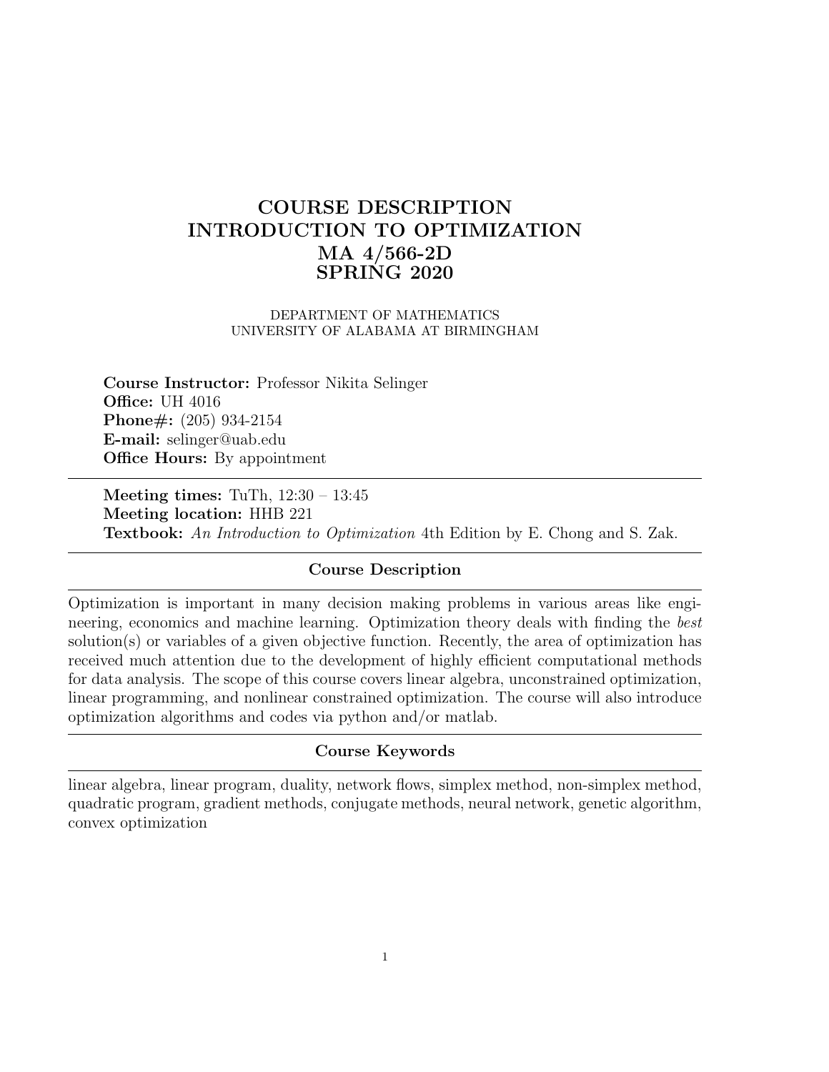# COURSE DESCRIPTION
# INTRODUCTION TO OPTIMIZATION
# MA 4/566-2D
# SPRING 2020

DEPARTMENT OF MATHEMATICS
UNIVERSITY OF ALABAMA AT BIRMINGHAM

**Course Instructor:** Professor Nikita Selinger
**Office:** UH 4016
**Phone#:** (205) 934-2154
**E-mail:** selinger@uab.edu
**Office Hours:** By appointment

---

**Meeting times:** TuTh, 12:30 – 13:45
**Meeting location:** HHB 221
**Textbook:** *An Introduction to Optimization* 4th Edition by E. Chong and S. Zak.

---

## Course Description

Optimization is important in many decision making problems in various areas like engineering, economics and machine learning. Optimization theory deals with finding the *best* solution(s) or variables of a given objective function. Recently, the area of optimization has received much attention due to the development of highly efficient computational methods for data analysis. The scope of this course covers linear algebra, unconstrained optimization, linear programming, and nonlinear constrained optimization. The course will also introduce optimization algorithms and codes via python and/or matlab.

## Course Keywords

linear algebra, linear program, duality, network flows, simplex method, non-simplex method, quadratic program, gradient methods, conjugate methods, neural network, genetic algorithm, convex optimization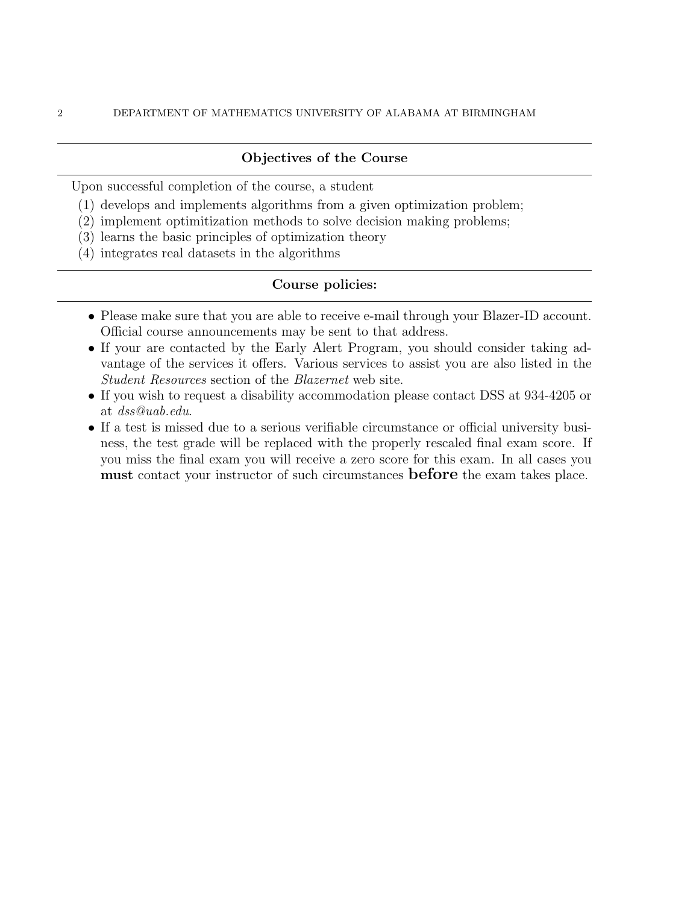## Objectives of the Course

Upon successful completion of the course, a student

(1) develops and implements algorithms from a given optimization problem;
(2) implement optimitization methods to solve decision making problems;
(3) learns the basic principles of optimization theory
(4) integrates real datasets in the algorithms

## Course policies:

- Please make sure that you are able to receive e-mail through your Blazer-ID account. Official course announcements may be sent to that address.
- If your are contacted by the Early Alert Program, you should consider taking advantage of the services it offers. Various services to assist you are also listed in the *Student Resources* section of the *Blazernet* web site.
- If you wish to request a disability accommodation please contact DSS at 934-4205 or at *dss@uab.edu*.
- If a test is missed due to a serious verifiable circumstance or official university business, the test grade will be replaced with the properly rescaled final exam score. If you miss the final exam you will receive a zero score for this exam. In all cases you **must** contact your instructor of such circumstances **before** the exam takes place.